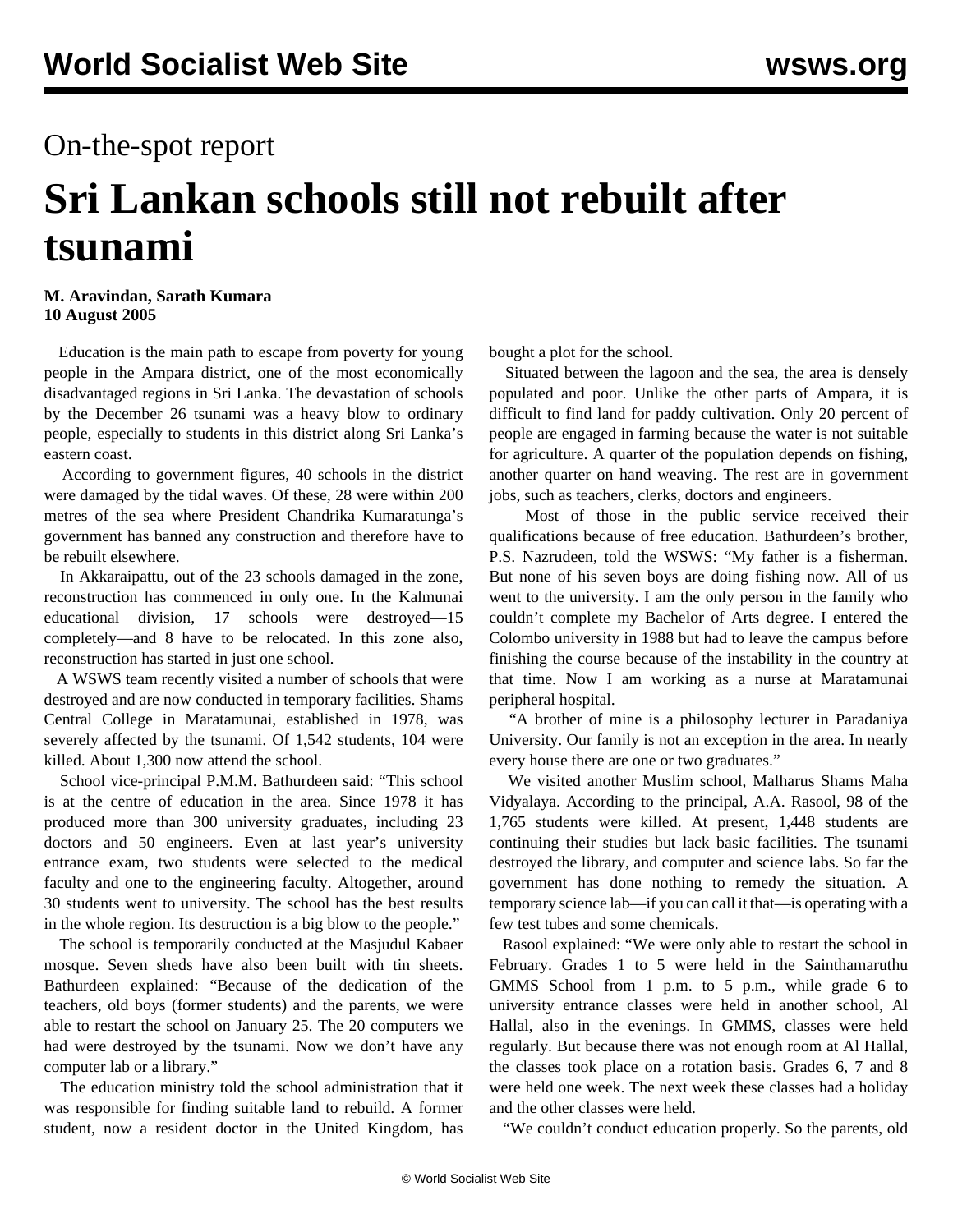On-the-spot report

# Sri Lankan schools still not rebuilt after tsunami

**M. Aravindan, Sarath Kumara**
**10 August 2005**

Education is the main path to escape from poverty for young people in the Ampara district, one of the most economically disadvantaged regions in Sri Lanka. The devastation of schools by the December 26 tsunami was a heavy blow to ordinary people, especially to students in this district along Sri Lanka's eastern coast.

According to government figures, 40 schools in the district were damaged by the tidal waves. Of these, 28 were within 200 metres of the sea where President Chandrika Kumaratunga's government has banned any construction and therefore have to be rebuilt elsewhere.

In Akkaraipattu, out of the 23 schools damaged in the zone, reconstruction has commenced in only one. In the Kalmunai educational division, 17 schools were destroyed—15 completely—and 8 have to be relocated. In this zone also, reconstruction has started in just one school.

A WSWS team recently visited a number of schools that were destroyed and are now conducted in temporary facilities. Shams Central College in Maratamunai, established in 1978, was severely affected by the tsunami. Of 1,542 students, 104 were killed. About 1,300 now attend the school.

School vice-principal P.M.M. Bathurdeen said: "This school is at the centre of education in the area. Since 1978 it has produced more than 300 university graduates, including 23 doctors and 50 engineers. Even at last year's university entrance exam, two students were selected to the medical faculty and one to the engineering faculty. Altogether, around 30 students went to university. The school has the best results in the whole region. Its destruction is a big blow to the people."

The school is temporarily conducted at the Masjudul Kabaer mosque. Seven sheds have also been built with tin sheets. Bathurdeen explained: "Because of the dedication of the teachers, old boys (former students) and the parents, we were able to restart the school on January 25. The 20 computers we had were destroyed by the tsunami. Now we don't have any computer lab or a library."

The education ministry told the school administration that it was responsible for finding suitable land to rebuild. A former student, now a resident doctor in the United Kingdom, has bought a plot for the school.

Situated between the lagoon and the sea, the area is densely populated and poor. Unlike the other parts of Ampara, it is difficult to find land for paddy cultivation. Only 20 percent of people are engaged in farming because the water is not suitable for agriculture. A quarter of the population depends on fishing, another quarter on hand weaving. The rest are in government jobs, such as teachers, clerks, doctors and engineers.

Most of those in the public service received their qualifications because of free education. Bathurdeen's brother, P.S. Nazrudeen, told the WSWS: "My father is a fisherman. But none of his seven boys are doing fishing now. All of us went to the university. I am the only person in the family who couldn't complete my Bachelor of Arts degree. I entered the Colombo university in 1988 but had to leave the campus before finishing the course because of the instability in the country at that time. Now I am working as a nurse at Maratamunai peripheral hospital.

"A brother of mine is a philosophy lecturer in Paradaniya University. Our family is not an exception in the area. In nearly every house there are one or two graduates."

We visited another Muslim school, Malharus Shams Maha Vidyalaya. According to the principal, A.A. Rasool, 98 of the 1,765 students were killed. At present, 1,448 students are continuing their studies but lack basic facilities. The tsunami destroyed the library, and computer and science labs. So far the government has done nothing to remedy the situation. A temporary science lab—if you can call it that—is operating with a few test tubes and some chemicals.

Rasool explained: "We were only able to restart the school in February. Grades 1 to 5 were held in the Sainthamaruthu GMMS School from 1 p.m. to 5 p.m., while grade 6 to university entrance classes were held in another school, Al Hallal, also in the evenings. In GMMS, classes were held regularly. But because there was not enough room at Al Hallal, the classes took place on a rotation basis. Grades 6, 7 and 8 were held one week. The next week these classes had a holiday and the other classes were held.

"We couldn't conduct education properly. So the parents, old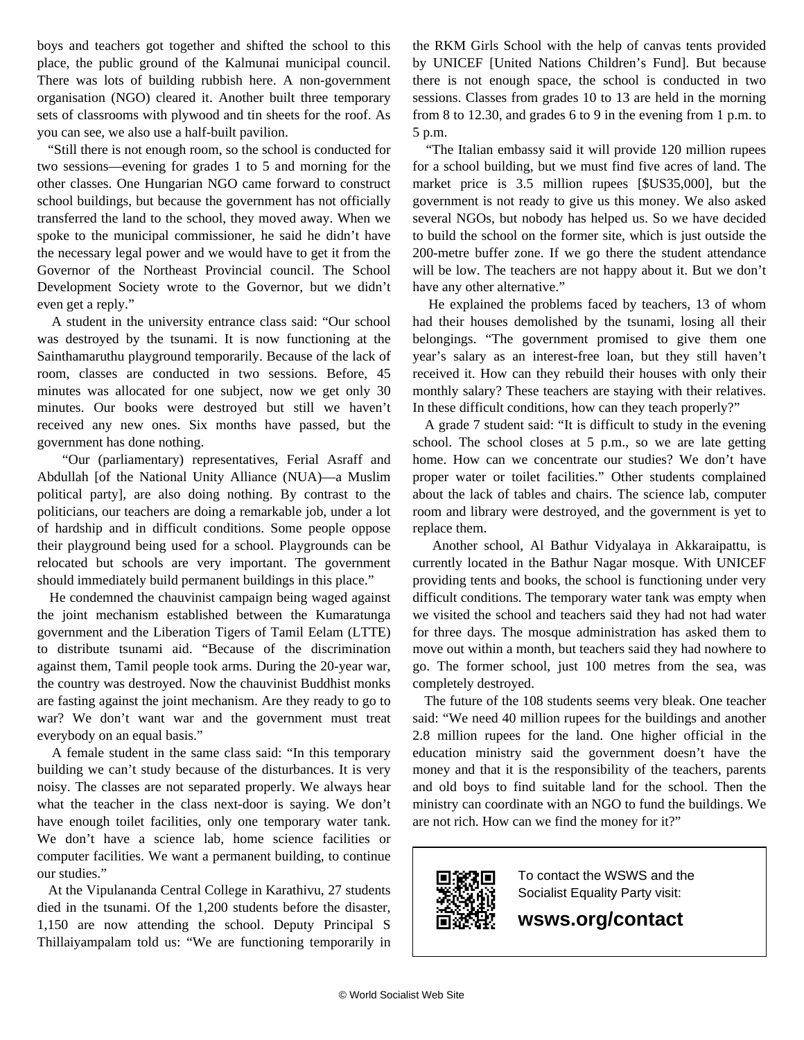boys and teachers got together and shifted the school to this place, the public ground of the Kalmunai municipal council. There was lots of building rubbish here. A non-government organisation (NGO) cleared it. Another built three temporary sets of classrooms with plywood and tin sheets for the roof. As you can see, we also use a half-built pavilion.

"Still there is not enough room, so the school is conducted for two sessions—evening for grades 1 to 5 and morning for the other classes. One Hungarian NGO came forward to construct school buildings, but because the government has not officially transferred the land to the school, they moved away. When we spoke to the municipal commissioner, he said he didn't have the necessary legal power and we would have to get it from the Governor of the Northeast Provincial council. The School Development Society wrote to the Governor, but we didn't even get a reply."

A student in the university entrance class said: "Our school was destroyed by the tsunami. It is now functioning at the Sainthamaruthu playground temporarily. Because of the lack of room, classes are conducted in two sessions. Before, 45 minutes was allocated for one subject, now we get only 30 minutes. Our books were destroyed but still we haven't received any new ones. Six months have passed, but the government has done nothing.

"Our (parliamentary) representatives, Ferial Asraff and Abdullah [of the National Unity Alliance (NUA)—a Muslim political party], are also doing nothing. By contrast to the politicians, our teachers are doing a remarkable job, under a lot of hardship and in difficult conditions. Some people oppose their playground being used for a school. Playgrounds can be relocated but schools are very important. The government should immediately build permanent buildings in this place."

He condemned the chauvinist campaign being waged against the joint mechanism established between the Kumaratunga government and the Liberation Tigers of Tamil Eelam (LTTE) to distribute tsunami aid. "Because of the discrimination against them, Tamil people took arms. During the 20-year war, the country was destroyed. Now the chauvinist Buddhist monks are fasting against the joint mechanism. Are they ready to go to war? We don't want war and the government must treat everybody on an equal basis."

A female student in the same class said: "In this temporary building we can't study because of the disturbances. It is very noisy. The classes are not separated properly. We always hear what the teacher in the class next-door is saying. We don't have enough toilet facilities, only one temporary water tank. We don't have a science lab, home science facilities or computer facilities. We want a permanent building, to continue our studies."

At the Vipulananda Central College in Karathivu, 27 students died in the tsunami. Of the 1,200 students before the disaster, 1,150 are now attending the school. Deputy Principal S Thillaiyampalam told us: "We are functioning temporarily in the RKM Girls School with the help of canvas tents provided by UNICEF [United Nations Children's Fund]. But because there is not enough space, the school is conducted in two sessions. Classes from grades 10 to 13 are held in the morning from 8 to 12.30, and grades 6 to 9 in the evening from 1 p.m. to 5 p.m.

"The Italian embassy said it will provide 120 million rupees for a school building, but we must find five acres of land. The market price is 3.5 million rupees [$US35,000], but the government is not ready to give us this money. We also asked several NGOs, but nobody has helped us. So we have decided to build the school on the former site, which is just outside the 200-metre buffer zone. If we go there the student attendance will be low. The teachers are not happy about it. But we don't have any other alternative."

He explained the problems faced by teachers, 13 of whom had their houses demolished by the tsunami, losing all their belongings. "The government promised to give them one year's salary as an interest-free loan, but they still haven't received it. How can they rebuild their houses with only their monthly salary? These teachers are staying with their relatives. In these difficult conditions, how can they teach properly?"

A grade 7 student said: "It is difficult to study in the evening school. The school closes at 5 p.m., so we are late getting home. How can we concentrate our studies? We don't have proper water or toilet facilities." Other students complained about the lack of tables and chairs. The science lab, computer room and library were destroyed, and the government is yet to replace them.

Another school, Al Bathur Vidyalaya in Akkaraipattu, is currently located in the Bathur Nagar mosque. With UNICEF providing tents and books, the school is functioning under very difficult conditions. The temporary water tank was empty when we visited the school and teachers said they had not had water for three days. The mosque administration has asked them to move out within a month, but teachers said they had nowhere to go. The former school, just 100 metres from the sea, was completely destroyed.

The future of the 108 students seems very bleak. One teacher said: "We need 40 million rupees for the buildings and another 2.8 million rupees for the land. One higher official in the education ministry said the government doesn't have the money and that it is the responsibility of the teachers, parents and old boys to find suitable land for the school. Then the ministry can coordinate with an NGO to fund the buildings. We are not rich. How can we find the money for it?"

To contact the WSWS and the Socialist Equality Party visit:

**wsws.org/contact**